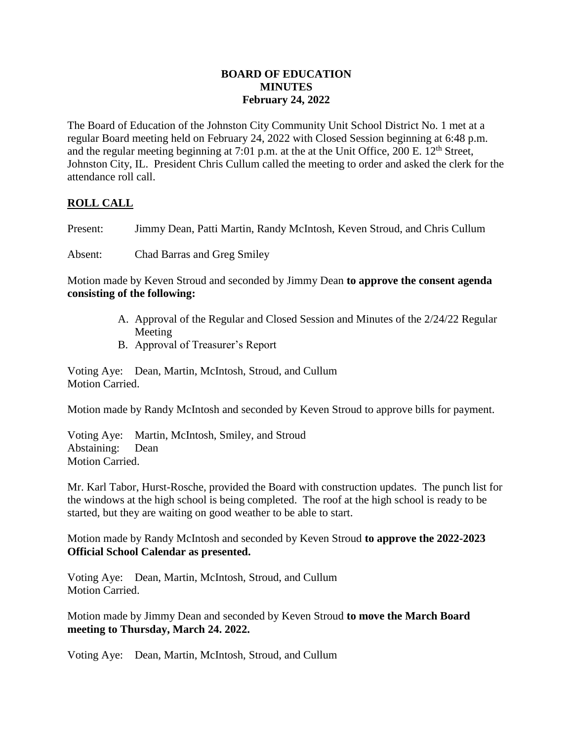# BOARD OF EDUCATION
## MINUTES
### February 24, 2022

The Board of Education of the Johnston City Community Unit School District No. 1 met at a regular Board meeting held on February 24, 2022 with Closed Session beginning at 6:48 p.m. and the regular meeting beginning at 7:01 p.m. at the at the Unit Office, 200 E. 12th Street, Johnston City, IL. President Chris Cullum called the meeting to order and asked the clerk for the attendance roll call.

## ROLL CALL

Present: Jimmy Dean, Patti Martin, Randy McIntosh, Keven Stroud, and Chris Cullum

Absent: Chad Barras and Greg Smiley

Motion made by Keven Stroud and seconded by Jimmy Dean **to approve the consent agenda consisting of the following:**

A. Approval of the Regular and Closed Session and Minutes of the 2/24/22 Regular Meeting
B. Approval of Treasurer's Report

Voting Aye: Dean, Martin, McIntosh, Stroud, and Cullum
Motion Carried.

Motion made by Randy McIntosh and seconded by Keven Stroud to approve bills for payment.

Voting Aye: Martin, McIntosh, Smiley, and Stroud
Abstaining: Dean
Motion Carried.

Mr. Karl Tabor, Hurst-Rosche, provided the Board with construction updates. The punch list for the windows at the high school is being completed. The roof at the high school is ready to be started, but they are waiting on good weather to be able to start.

Motion made by Randy McIntosh and seconded by Keven Stroud **to approve the 2022-2023 Official School Calendar as presented.**

Voting Aye: Dean, Martin, McIntosh, Stroud, and Cullum
Motion Carried.

Motion made by Jimmy Dean and seconded by Keven Stroud **to move the March Board meeting to Thursday, March 24. 2022.**

Voting Aye: Dean, Martin, McIntosh, Stroud, and Cullum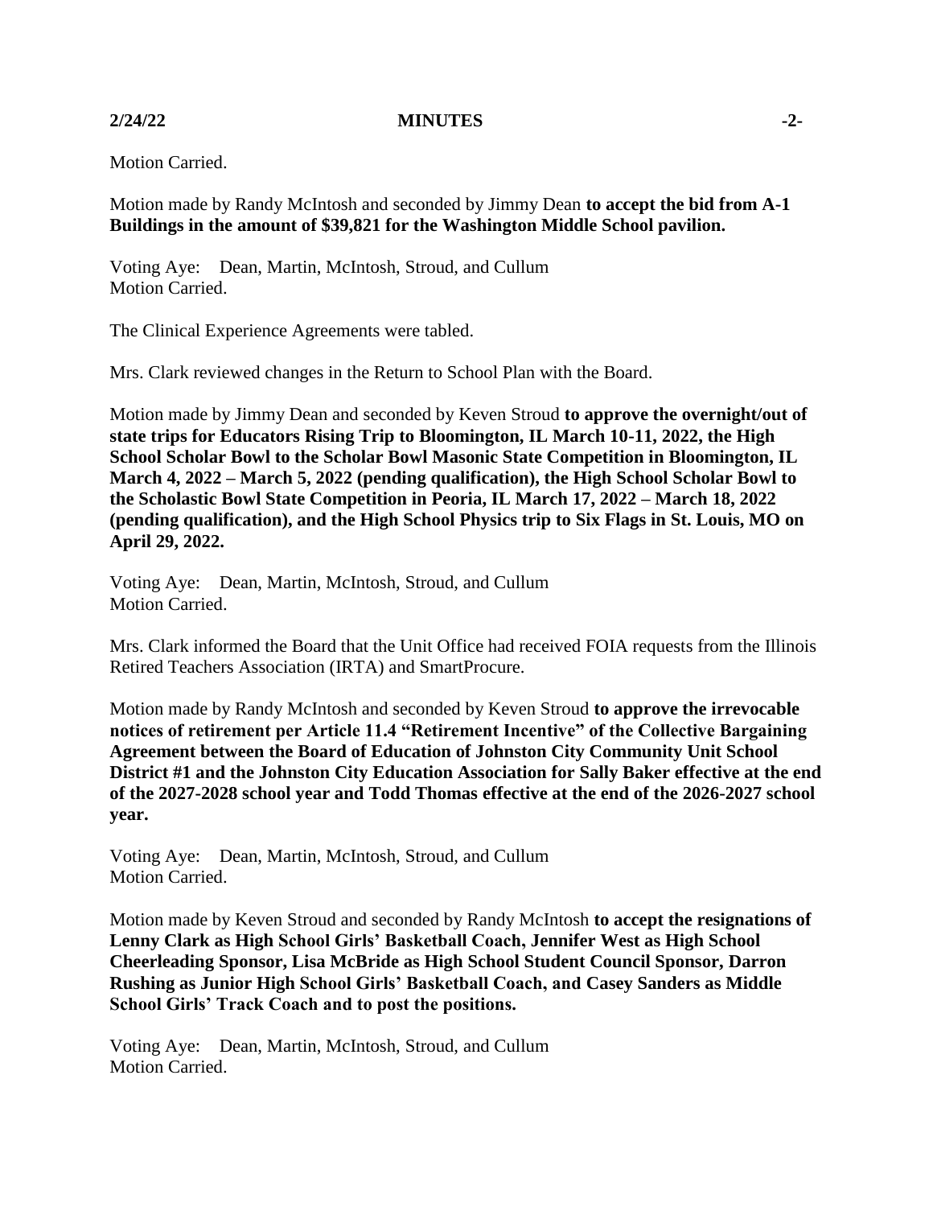Motion Carried.

Motion made by Randy McIntosh and seconded by Jimmy Dean **to accept the bid from A-1 Buildings in the amount of $39,821 for the Washington Middle School pavilion.**

Voting Aye: Dean, Martin, McIntosh, Stroud, and Cullum
Motion Carried.

The Clinical Experience Agreements were tabled.

Mrs. Clark reviewed changes in the Return to School Plan with the Board.

Motion made by Jimmy Dean and seconded by Keven Stroud **to approve the overnight/out of state trips for Educators Rising Trip to Bloomington, IL March 10-11, 2022, the High School Scholar Bowl to the Scholar Bowl Masonic State Competition in Bloomington, IL March 4, 2022 – March 5, 2022 (pending qualification), the High School Scholar Bowl to the Scholastic Bowl State Competition in Peoria, IL March 17, 2022 – March 18, 2022 (pending qualification), and the High School Physics trip to Six Flags in St. Louis, MO on April 29, 2022.**

Voting Aye: Dean, Martin, McIntosh, Stroud, and Cullum
Motion Carried.

Mrs. Clark informed the Board that the Unit Office had received FOIA requests from the Illinois Retired Teachers Association (IRTA) and SmartProcure.

Motion made by Randy McIntosh and seconded by Keven Stroud **to approve the irrevocable notices of retirement per Article 11.4 "Retirement Incentive" of the Collective Bargaining Agreement between the Board of Education of Johnston City Community Unit School District #1 and the Johnston City Education Association for Sally Baker effective at the end of the 2027-2028 school year and Todd Thomas effective at the end of the 2026-2027 school year.**

Voting Aye: Dean, Martin, McIntosh, Stroud, and Cullum
Motion Carried.

Motion made by Keven Stroud and seconded by Randy McIntosh **to accept the resignations of Lenny Clark as High School Girls' Basketball Coach, Jennifer West as High School Cheerleading Sponsor, Lisa McBride as High School Student Council Sponsor, Darron Rushing as Junior High School Girls' Basketball Coach, and Casey Sanders as Middle School Girls' Track Coach and to post the positions.**

Voting Aye: Dean, Martin, McIntosh, Stroud, and Cullum
Motion Carried.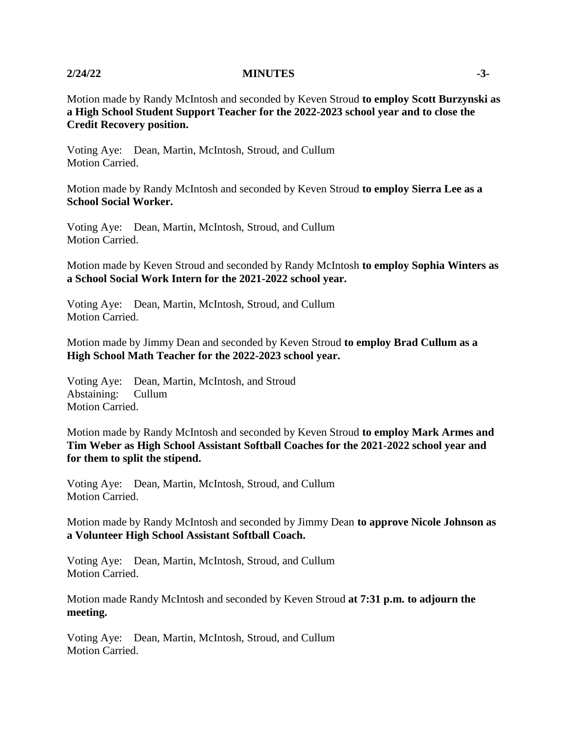Motion made by Randy McIntosh and seconded by Keven Stroud **to employ Scott Burzynski as a High School Student Support Teacher for the 2022-2023 school year and to close the Credit Recovery position.**

Voting Aye: Dean, Martin, McIntosh, Stroud, and Cullum
Motion Carried.

Motion made by Randy McIntosh and seconded by Keven Stroud **to employ Sierra Lee as a School Social Worker.**

Voting Aye: Dean, Martin, McIntosh, Stroud, and Cullum
Motion Carried.

Motion made by Keven Stroud and seconded by Randy McIntosh **to employ Sophia Winters as a School Social Work Intern for the 2021-2022 school year.**

Voting Aye: Dean, Martin, McIntosh, Stroud, and Cullum
Motion Carried.

Motion made by Jimmy Dean and seconded by Keven Stroud **to employ Brad Cullum as a High School Math Teacher for the 2022-2023 school year.**

Voting Aye: Dean, Martin, McIntosh, and Stroud
Abstaining: Cullum
Motion Carried.

Motion made by Randy McIntosh and seconded by Keven Stroud **to employ Mark Armes and Tim Weber as High School Assistant Softball Coaches for the 2021-2022 school year and for them to split the stipend.**

Voting Aye: Dean, Martin, McIntosh, Stroud, and Cullum
Motion Carried.

Motion made by Randy McIntosh and seconded by Jimmy Dean **to approve Nicole Johnson as a Volunteer High School Assistant Softball Coach.**

Voting Aye: Dean, Martin, McIntosh, Stroud, and Cullum
Motion Carried.

Motion made Randy McIntosh and seconded by Keven Stroud **at 7:31 p.m. to adjourn the meeting.**

Voting Aye: Dean, Martin, McIntosh, Stroud, and Cullum
Motion Carried.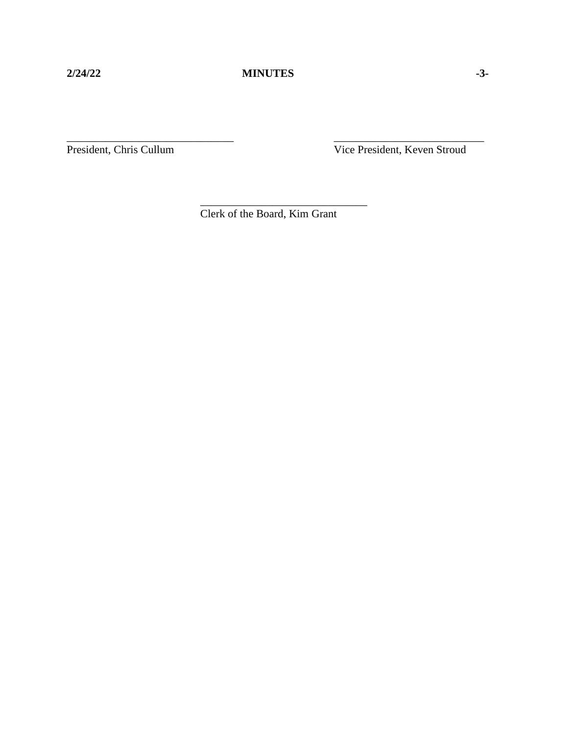\_\_\_\_\_\_\_\_\_\_\_\_\_\_\_\_\_\_\_\_\_\_\_\_\_\_\_\_\_\_
President, Chris Cullum

\_\_\_\_\_\_\_\_\_\_\_\_\_\_\_\_\_\_\_\_\_\_\_\_\_\_\_\_\_\_
Vice President, Keven Stroud

\_\_\_\_\_\_\_\_\_\_\_\_\_\_\_\_\_\_\_\_\_\_\_\_\_\_\_\_\_\_
Clerk of the Board, Kim Grant